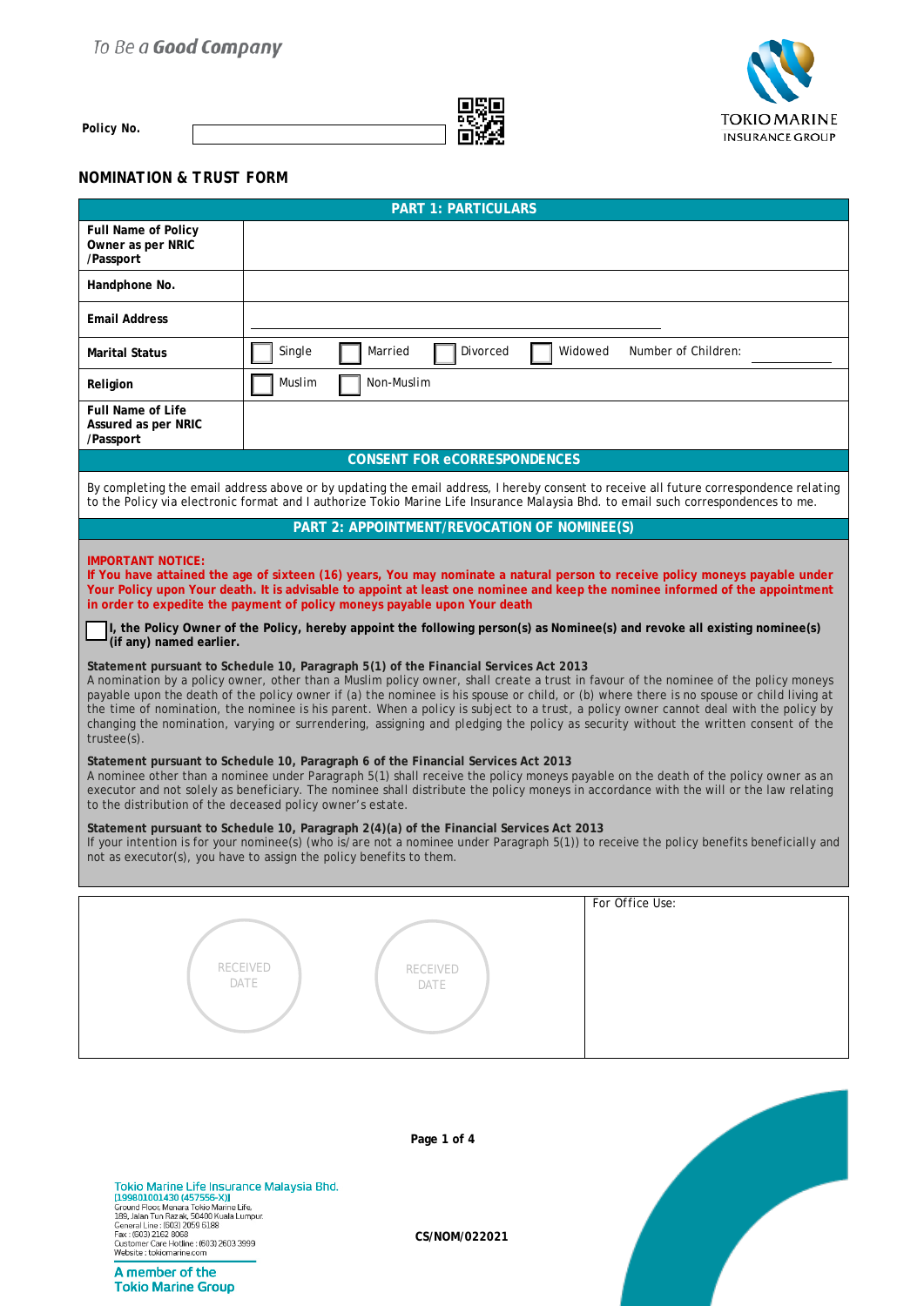To Be a **Good Company**

TOKIO MARINE INSURANCE GROUP

**Policy No.** \_\_\_\_\_\_\_\_\_\_\_\_\_\_\_\_\_\_\_\_

## NOMINATION & TRUST FORM

| PART 1: PARTICULARS | |
|---|---|
| **Full Name of Policy Owner as per NRIC /Passport** | |
| **Handphone No.** | |
| **Email Address** | |
| **Marital Status** | ☐ Single ☐ Married ☐ Divorced ☐ Widowed Number of Children: \_\_\_\_\_\_\_\_ |
| **Religion** | ☐ Muslim ☐ Non-Muslim |
| **Full Name of Life Assured as per NRIC /Passport** | |

### CONSENT FOR eCORRESPONDENCES

By completing the email address above or by updating the email address, I hereby consent to receive all future correspondence relating to the Policy via electronic format and I authorize Tokio Marine Life Insurance Malaysia Bhd. to email such correspondences to me.

### PART 2: APPOINTMENT/REVOCATION OF NOMINEE(S)

**IMPORTANT NOTICE:**
**If You have attained the age of sixteen (16) years, You may nominate a natural person to receive policy moneys payable under Your Policy upon Your death. It is advisable to appoint at least one nominee and keep the nominee informed of the appointment in order to expedite the payment of policy moneys payable upon Your death**

☐ **I, the Policy Owner of the Policy, hereby appoint the following person(s) as Nominee(s) and revoke all existing nominee(s) (if any) named earlier.**

**Statement pursuant to Schedule 10, Paragraph 5(1) of the Financial Services Act 2013**
A nomination by a policy owner, other than a Muslim policy owner, shall create a trust in favour of the nominee of the policy moneys payable upon the death of the policy owner if (a) the nominee is his spouse or child, or (b) where there is no spouse or child living at the time of nomination, the nominee is his parent. When a policy is subject to a trust, a policy owner cannot deal with the policy by changing the nomination, varying or surrendering, assigning and pledging the policy as security without the written consent of the trustee(s).

**Statement pursuant to Schedule 10, Paragraph 6 of the Financial Services Act 2013**
A nominee other than a nominee under Paragraph 5(1) shall receive the policy moneys payable on the death of the policy owner as an executor and not solely as beneficiary. The nominee shall distribute the policy moneys in accordance with the will or the law relating to the distribution of the deceased policy owner's estate.

**Statement pursuant to Schedule 10, Paragraph 2(4)(a) of the Financial Services Act 2013**
If your intention is for your nominee(s) (who is/are not a nominee under Paragraph 5(1)) to receive the policy benefits beneficially and not as executor(s), you have to assign the policy benefits to them.

| RECEIVED DATE &nbsp;&nbsp;&nbsp; RECEIVED DATE | For Office Use: |
|---|---|

Tokio Marine Life Insurance Malaysia Bhd.
[199801001430 (457556-X)]
Ground Floor, Menara Tokio Marine Life,
189, Jalan Tun Razak, 50400 Kuala Lumpur.
General Line : (603) 2059 6188
Fax : (603) 2162 8068
Customer Care Hotline : (603) 2603 3999
Website : tokiomarine.com

A member of the Tokio Marine Group

CS/NOM/022021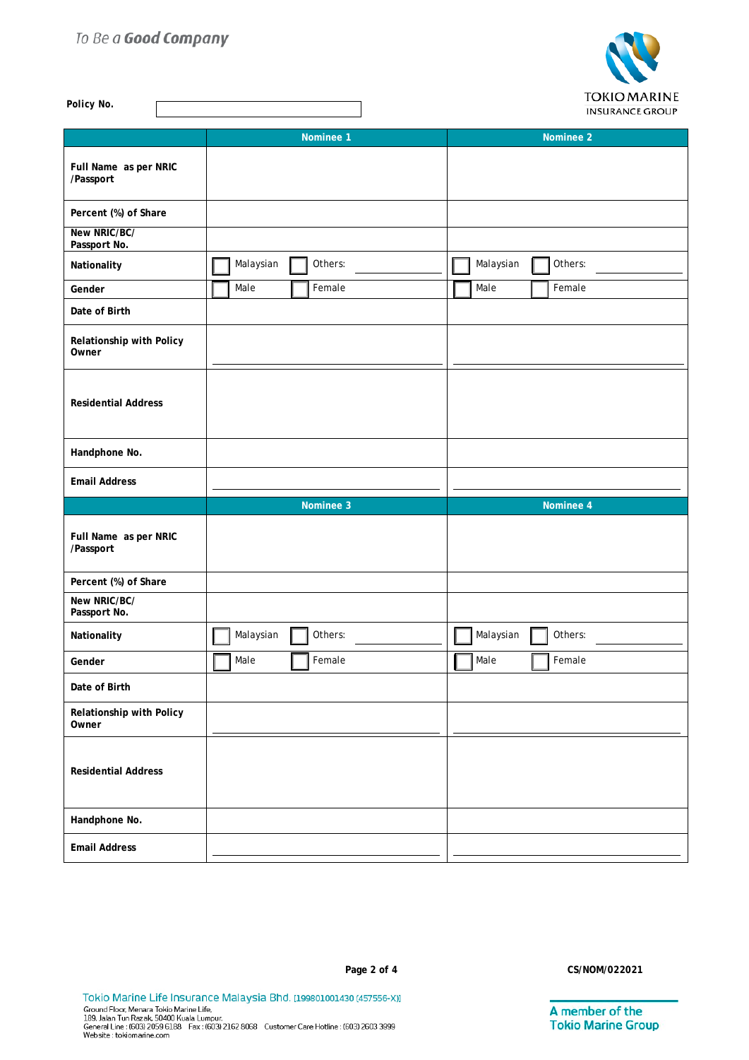To Be a **Good Company**

**Policy No.** ____________________

| | Nominee 1 | Nominee 2 |
|---|---|---|
| **Full Name as per NRIC /Passport** | | |
| **Percent (%) of Share** | | |
| **New NRIC/BC/ Passport No.** | | |
| **Nationality** | ☐ Malaysian ☐ Others: ________ | ☐ Malaysian ☐ Others: ________ |
| **Gender** | ☐ Male ☐ Female | ☐ Male ☐ Female |
| **Date of Birth** | | |
| **Relationship with Policy Owner** | ________ | ________ |
| **Residential Address** | | |
| **Handphone No.** | | |
| **Email Address** | ________ | ________ |

| | Nominee 3 | Nominee 4 |
|---|---|---|
| **Full Name as per NRIC /Passport** | | |
| **Percent (%) of Share** | | |
| **New NRIC/BC/ Passport No.** | | |
| **Nationality** | ☐ Malaysian ☐ Others: ________ | ☐ Malaysian ☐ Others: ________ |
| **Gender** | ☐ Male ☐ Female | ☐ Male ☐ Female |
| **Date of Birth** | | |
| **Relationship with Policy Owner** | ________ | ________ |
| **Residential Address** | | |
| **Handphone No.** | | |
| **Email Address** | ________ | ________ |

CS/NOM/022021

Tokio Marine Life Insurance Malaysia Bhd. [199801001430 (457556-X)]
Ground Floor, Menara Tokio Marine Life,
189, Jalan Tun Razak, 50400 Kuala Lumpur.
General Line : (603) 2059 6188 Fax : (603) 2162 8068 Customer Care Hotline : (603) 2603 3999
Website : tokiomarine.com

A member of the Tokio Marine Group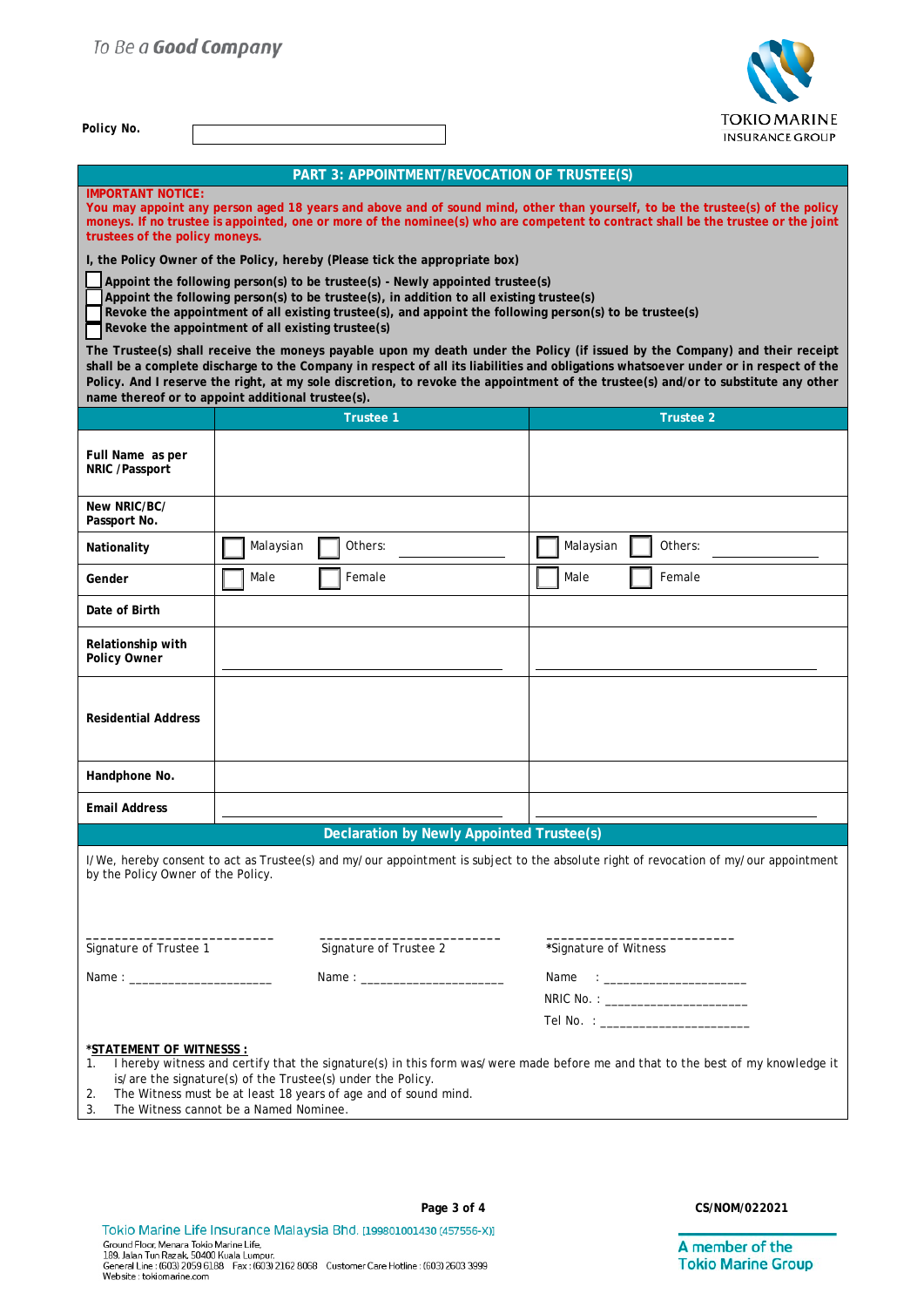To Be a **Good Company**

**Policy No.** ____________________

## PART 3: APPOINTMENT/REVOCATION OF TRUSTEE(S)

**IMPORTANT NOTICE:**
**You may appoint any person aged 18 years and above and of sound mind, other than yourself, to be the trustee(s) of the policy moneys. If no trustee is appointed, one or more of the nominee(s) who are competent to contract shall be the trustee or the joint trustees of the policy moneys.**

**I, the Policy Owner of the Policy, hereby (Please tick the appropriate box)**

- ☐ **Appoint the following person(s) to be trustee(s) - Newly appointed trustee(s)**
- ☐ **Appoint the following person(s) to be trustee(s), in addition to all existing trustee(s)**
- ☐ **Revoke the appointment of all existing trustee(s), and appoint the following person(s) to be trustee(s)**
- ☐ **Revoke the appointment of all existing trustee(s)**

**The Trustee(s) shall receive the moneys payable upon my death under the Policy (if issued by the Company) and their receipt shall be a complete discharge to the Company in respect of all its liabilities and obligations whatsoever under or in respect of the Policy. And I reserve the right, at my sole discretion, to revoke the appointment of the trustee(s) and/or to substitute any other name thereof or to appoint additional trustee(s).**

| | Trustee 1 | Trustee 2 |
|---|---|---|
| **Full Name as per NRIC /Passport** | | |
| **New NRIC/BC/ Passport No.** | | |
| **Nationality** | ☐ Malaysian ☐ Others: ________ | ☐ Malaysian ☐ Others: ________ |
| **Gender** | ☐ Male ☐ Female | ☐ Male ☐ Female |
| **Date of Birth** | | |
| **Relationship with Policy Owner** | ________________ | ________________ |
| **Residential Address** | | |
| **Handphone No.** | | |
| **Email Address** | ________________ | ________________ |

### Declaration by Newly Appointed Trustee(s)

I/We, hereby consent to act as Trustee(s) and my/our appointment is subject to the absolute right of revocation of my/our appointment by the Policy Owner of the Policy.

| ___________________________ | ___________________________ | ___________________________ |
|---|---|---|
| Signature of Trustee 1 | Signature of Trustee 2 | *Signature of Witness |
| Name : _____________________ | Name : _____________________ | Name : _____________________ |
| | | NRIC No. : _____________________ |
| | | Tel No. : _____________________ |

***STATEMENT OF WITNESSS :**

1. I hereby witness and certify that the signature(s) in this form was/were made before me and that to the best of my knowledge it is/are the signature(s) of the Trustee(s) under the Policy.
2. The Witness must be at least 18 years of age and of sound mind.
3. The Witness cannot be a Named Nominee.

CS/NOM/022021

Tokio Marine Life Insurance Malaysia Bhd. [199801001430 (457556-X)]
Ground Floor, Menara Tokio Marine Life,
189, Jalan Tun Razak, 50400 Kuala Lumpur.
General Line : (603) 2059 6188 Fax : (603) 2162 8068 Customer Care Hotline : (603) 2603 3999
Website : tokiomarine.com

A member of the Tokio Marine Group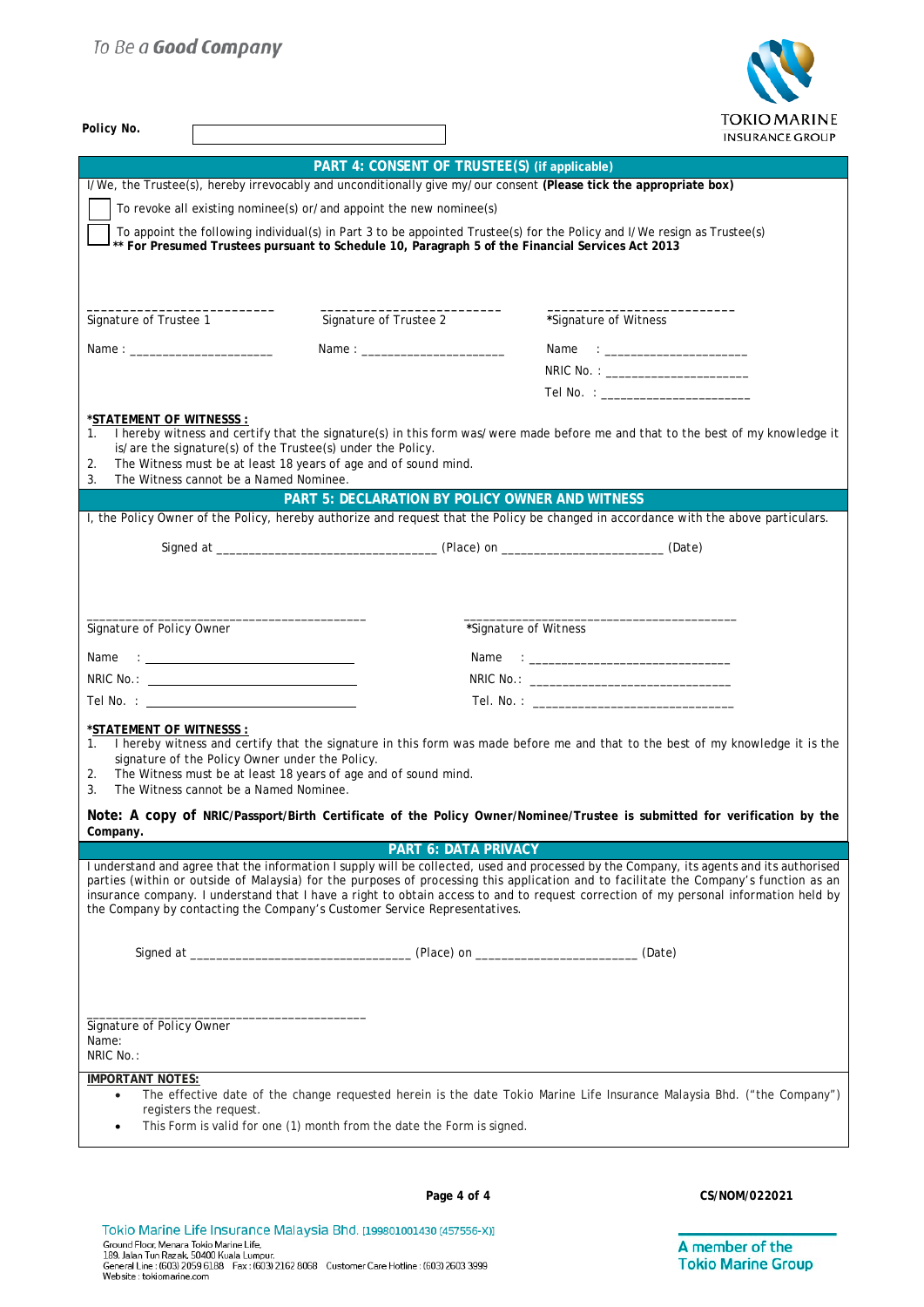To Be a **Good Company**

TOKIO MARINE
INSURANCE GROUP

**Policy No.** ______________________

## PART 4: CONSENT OF TRUSTEE(S) (if applicable)

I/We, the Trustee(s), hereby irrevocably and unconditionally give my/our consent **(Please tick the appropriate box)**

☐ To revoke all existing nominee(s) or/and appoint the new nominee(s)

☐ To appoint the following individual(s) in Part 3 to be appointed Trustee(s) for the Policy and I/We resign as Trustee(s)
**** For Presumed Trustees pursuant to Schedule 10, Paragraph 5 of the Financial Services Act 2013**

| | | |
|---|---|---|
| __________________________ | __________________________ | __________________________ |
| Signature of Trustee 1 | Signature of Trustee 2 | *Signature of Witness |
| Name : ______________________ | Name : ______________________ | Name : ______________________ |
| | | NRIC No. : ______________________ |
| | | Tel No. : ______________________ |

***STATEMENT OF WITNESSS :**

1. I hereby witness and certify that the signature(s) in this form was/were made before me and that to the best of my knowledge it is/are the signature(s) of the Trustee(s) under the Policy.
2. The Witness must be at least 18 years of age and of sound mind.
3. The Witness cannot be a Named Nominee.

## PART 5: DECLARATION BY POLICY OWNER AND WITNESS

I, the Policy Owner of the Policy, hereby authorize and request that the Policy be changed in accordance with the above particulars.

Signed at _________________________________ (Place) on ________________________ (Date)

| | |
|---|---|
| __________________________________________ | __________________________________________ |
| Signature of Policy Owner | *Signature of Witness |
| Name : ______________________________ | Name : ______________________________ |
| NRIC No.: ______________________________ | NRIC No.: ______________________________ |
| Tel No. : ______________________________ | Tel. No. : ______________________________ |

***STATEMENT OF WITNESSS :**

1. I hereby witness and certify that the signature in this form was made before me and that to the best of my knowledge it is the signature of the Policy Owner under the Policy.
2. The Witness must be at least 18 years of age and of sound mind.
3. The Witness cannot be a Named Nominee.

**Note: A copy of NRIC/Passport/Birth Certificate of the Policy Owner/Nominee/Trustee is submitted for verification by the Company.**

## PART 6: DATA PRIVACY

I understand and agree that the information I supply will be collected, used and processed by the Company, its agents and its authorised parties (within or outside of Malaysia) for the purposes of processing this application and to facilitate the Company's function as an insurance company. I understand that I have a right to obtain access to and to request correction of my personal information held by the Company by contacting the Company's Customer Service Representatives.

Signed at _________________________________ (Place) on ________________________ (Date)

____________________________________________
Signature of Policy Owner
Name:
NRIC No.:

**IMPORTANT NOTES:**

- The effective date of the change requested herein is the date Tokio Marine Life Insurance Malaysia Bhd. ("the Company") registers the request.
- This Form is valid for one (1) month from the date the Form is signed.

CS/NOM/022021

Tokio Marine Life Insurance Malaysia Bhd. [199801001430 (457556-X)]
Ground Floor, Menara Tokio Marine Life,
189, Jalan Tun Razak, 50400 Kuala Lumpur.
General Line : (603) 2059 6188 Fax : (603) 2162 8068 Customer Care Hotline : (603) 2603 3999
Website : tokiomarine.com

A member of the Tokio Marine Group